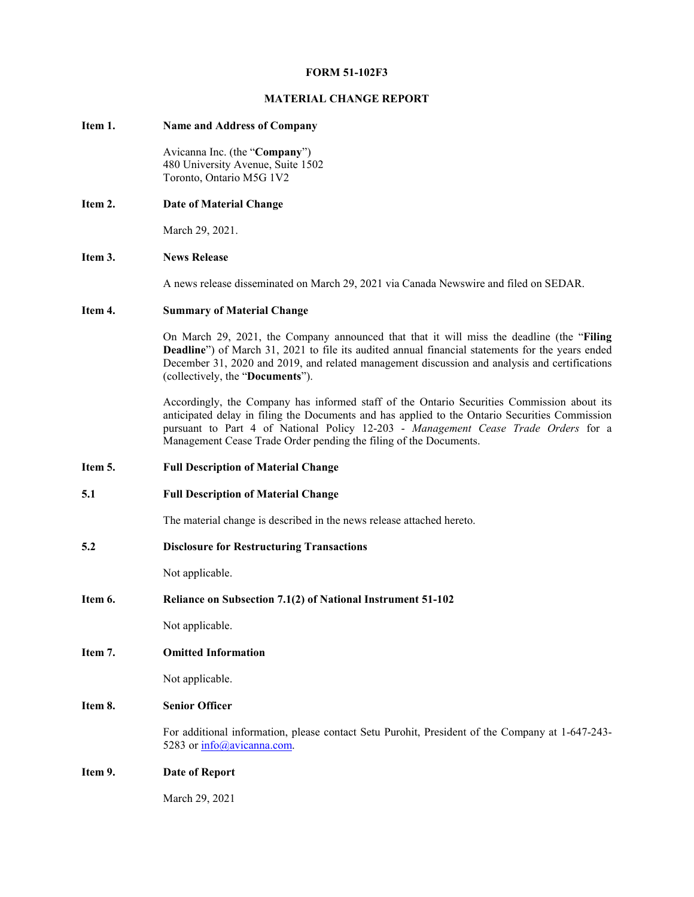**FORM 51-102F3**

**MATERIAL CHANGE REPORT**

**Item 1. Name and Address of Company**

Avicanna Inc. (the "**Company**")
480 University Avenue, Suite 1502
Toronto, Ontario M5G 1V2

**Item 2. Date of Material Change**

March 29, 2021.

**Item 3. News Release**

A news release disseminated on March 29, 2021 via Canada Newswire and filed on SEDAR.

**Item 4. Summary of Material Change**

On March 29, 2021, the Company announced that that it will miss the deadline (the "**Filing Deadline**") of March 31, 2021 to file its audited annual financial statements for the years ended December 31, 2020 and 2019, and related management discussion and analysis and certifications (collectively, the "**Documents**").

Accordingly, the Company has informed staff of the Ontario Securities Commission about its anticipated delay in filing the Documents and has applied to the Ontario Securities Commission pursuant to Part 4 of National Policy 12-203 - *Management Cease Trade Orders* for a Management Cease Trade Order pending the filing of the Documents.

**Item 5. Full Description of Material Change**

**5.1 Full Description of Material Change**

The material change is described in the news release attached hereto.

**5.2 Disclosure for Restructuring Transactions**

Not applicable.

**Item 6. Reliance on Subsection 7.1(2) of National Instrument 51-102**

Not applicable.

**Item 7. Omitted Information**

Not applicable.

**Item 8. Senior Officer**

For additional information, please contact Setu Purohit, President of the Company at 1-647-243-5283 or info@avicanna.com.

**Item 9. Date of Report**

March 29, 2021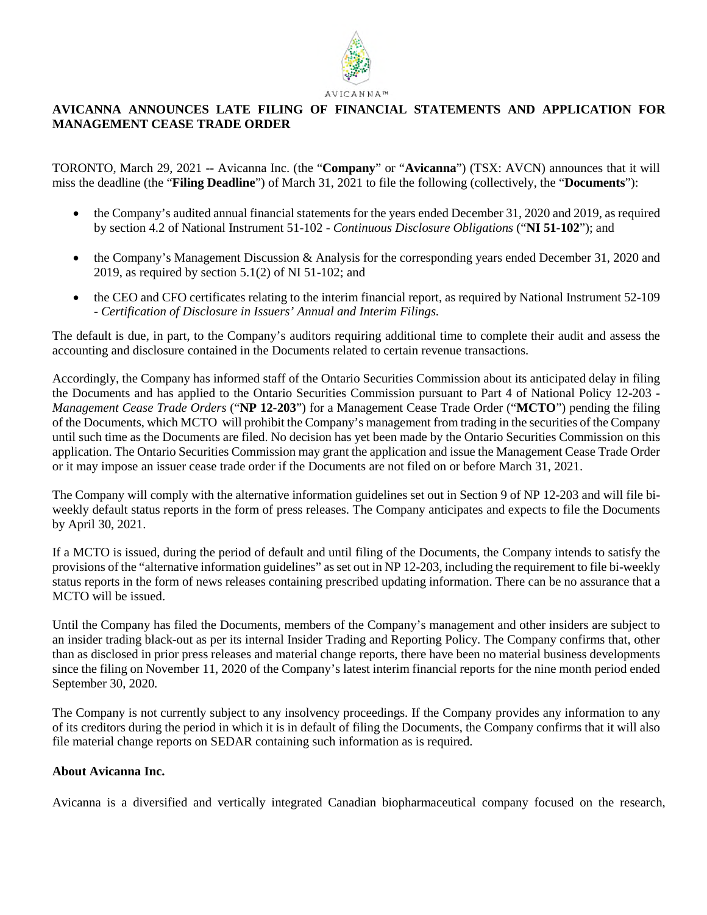AVICANNA™

# AVICANNA ANNOUNCES LATE FILING OF FINANCIAL STATEMENTS AND APPLICATION FOR MANAGEMENT CEASE TRADE ORDER

TORONTO, March 29, 2021 -- Avicanna Inc. (the "**Company**" or "**Avicanna**") (TSX: AVCN) announces that it will miss the deadline (the "**Filing Deadline**") of March 31, 2021 to file the following (collectively, the "**Documents**"):

- the Company's audited annual financial statements for the years ended December 31, 2020 and 2019, as required by section 4.2 of National Instrument 51-102 - *Continuous Disclosure Obligations* ("**NI 51-102**"); and
- the Company's Management Discussion & Analysis for the corresponding years ended December 31, 2020 and 2019, as required by section 5.1(2) of NI 51-102; and
- the CEO and CFO certificates relating to the interim financial report, as required by National Instrument 52-109 - *Certification of Disclosure in Issuers' Annual and Interim Filings.*

The default is due, in part, to the Company's auditors requiring additional time to complete their audit and assess the accounting and disclosure contained in the Documents related to certain revenue transactions.

Accordingly, the Company has informed staff of the Ontario Securities Commission about its anticipated delay in filing the Documents and has applied to the Ontario Securities Commission pursuant to Part 4 of National Policy 12-203 - *Management Cease Trade Orders* ("**NP 12-203**") for a Management Cease Trade Order ("**MCTO**") pending the filing of the Documents, which MCTO will prohibit the Company's management from trading in the securities of the Company until such time as the Documents are filed. No decision has yet been made by the Ontario Securities Commission on this application. The Ontario Securities Commission may grant the application and issue the Management Cease Trade Order or it may impose an issuer cease trade order if the Documents are not filed on or before March 31, 2021.

The Company will comply with the alternative information guidelines set out in Section 9 of NP 12-203 and will file bi-weekly default status reports in the form of press releases. The Company anticipates and expects to file the Documents by April 30, 2021.

If a MCTO is issued, during the period of default and until filing of the Documents, the Company intends to satisfy the provisions of the "alternative information guidelines" as set out in NP 12-203, including the requirement to file bi-weekly status reports in the form of news releases containing prescribed updating information. There can be no assurance that a MCTO will be issued.

Until the Company has filed the Documents, members of the Company's management and other insiders are subject to an insider trading black-out as per its internal Insider Trading and Reporting Policy. The Company confirms that, other than as disclosed in prior press releases and material change reports, there have been no material business developments since the filing on November 11, 2020 of the Company's latest interim financial reports for the nine month period ended September 30, 2020.

The Company is not currently subject to any insolvency proceedings. If the Company provides any information to any of its creditors during the period in which it is in default of filing the Documents, the Company confirms that it will also file material change reports on SEDAR containing such information as is required.

**About Avicanna Inc.**

Avicanna is a diversified and vertically integrated Canadian biopharmaceutical company focused on the research,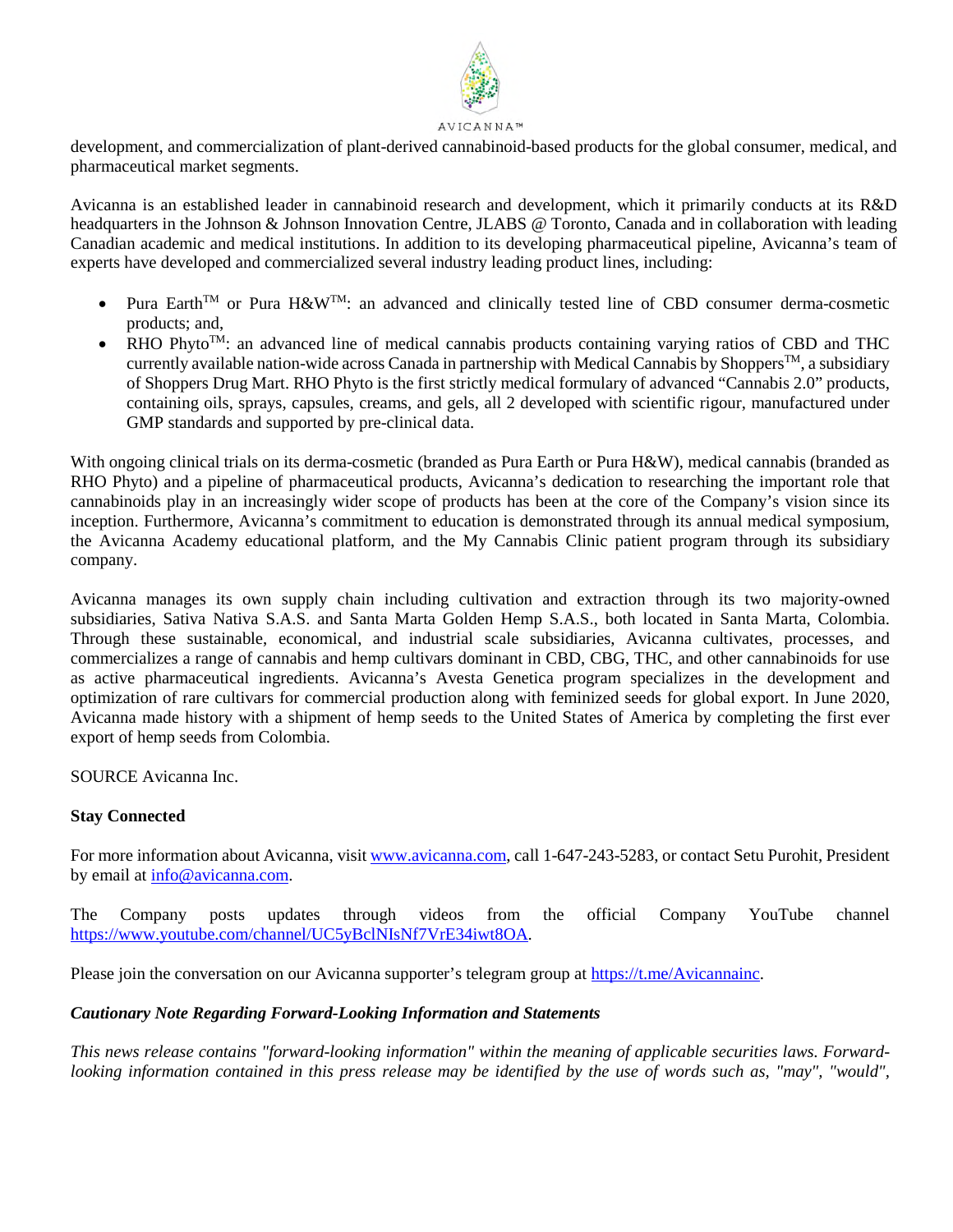development, and commercialization of plant-derived cannabinoid-based products for the global consumer, medical, and pharmaceutical market segments.

Avicanna is an established leader in cannabinoid research and development, which it primarily conducts at its R&D headquarters in the Johnson & Johnson Innovation Centre, JLABS @ Toronto, Canada and in collaboration with leading Canadian academic and medical institutions. In addition to its developing pharmaceutical pipeline, Avicanna's team of experts have developed and commercialized several industry leading product lines, including:

- Pura Earth™ or Pura H&W™: an advanced and clinically tested line of CBD consumer derma-cosmetic products; and,
- RHO Phyto™: an advanced line of medical cannabis products containing varying ratios of CBD and THC currently available nation-wide across Canada in partnership with Medical Cannabis by Shoppers™, a subsidiary of Shoppers Drug Mart. RHO Phyto is the first strictly medical formulary of advanced "Cannabis 2.0" products, containing oils, sprays, capsules, creams, and gels, all 2 developed with scientific rigour, manufactured under GMP standards and supported by pre-clinical data.

With ongoing clinical trials on its derma-cosmetic (branded as Pura Earth or Pura H&W), medical cannabis (branded as RHO Phyto) and a pipeline of pharmaceutical products, Avicanna's dedication to researching the important role that cannabinoids play in an increasingly wider scope of products has been at the core of the Company's vision since its inception. Furthermore, Avicanna's commitment to education is demonstrated through its annual medical symposium, the Avicanna Academy educational platform, and the My Cannabis Clinic patient program through its subsidiary company.

Avicanna manages its own supply chain including cultivation and extraction through its two majority-owned subsidiaries, Sativa Nativa S.A.S. and Santa Marta Golden Hemp S.A.S., both located in Santa Marta, Colombia. Through these sustainable, economical, and industrial scale subsidiaries, Avicanna cultivates, processes, and commercializes a range of cannabis and hemp cultivars dominant in CBD, CBG, THC, and other cannabinoids for use as active pharmaceutical ingredients. Avicanna's Avesta Genetica program specializes in the development and optimization of rare cultivars for commercial production along with feminized seeds for global export. In June 2020, Avicanna made history with a shipment of hemp seeds to the United States of America by completing the first ever export of hemp seeds from Colombia.

SOURCE Avicanna Inc.

**Stay Connected**

For more information about Avicanna, visit www.avicanna.com, call 1-647-243-5283, or contact Setu Purohit, President by email at info@avicanna.com.

The Company posts updates through videos from the official Company YouTube channel https://www.youtube.com/channel/UC5yBclNIsNf7VrE34iwt8OA.

Please join the conversation on our Avicanna supporter's telegram group at https://t.me/Avicannainc.

***Cautionary Note Regarding Forward-Looking Information and Statements***

*This news release contains "forward-looking information" within the meaning of applicable securities laws. Forward-looking information contained in this press release may be identified by the use of words such as, "may", "would",*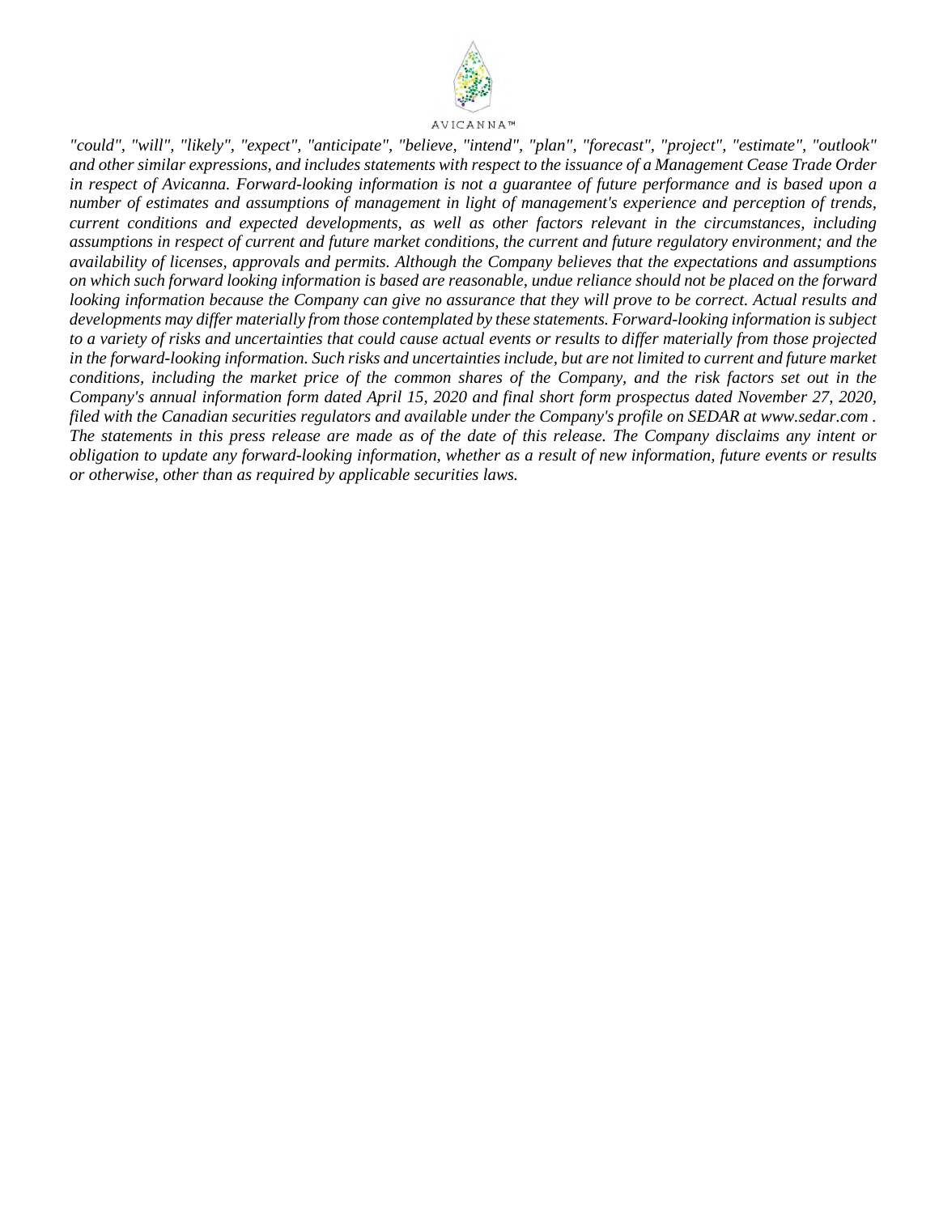*"could", "will", "likely", "expect", "anticipate", "believe, "intend", "plan", "forecast", "project", "estimate", "outlook" and other similar expressions, and includes statements with respect to the issuance of a Management Cease Trade Order in respect of Avicanna. Forward-looking information is not a guarantee of future performance and is based upon a number of estimates and assumptions of management in light of management's experience and perception of trends, current conditions and expected developments, as well as other factors relevant in the circumstances, including assumptions in respect of current and future market conditions, the current and future regulatory environment; and the availability of licenses, approvals and permits. Although the Company believes that the expectations and assumptions on which such forward looking information is based are reasonable, undue reliance should not be placed on the forward looking information because the Company can give no assurance that they will prove to be correct. Actual results and developments may differ materially from those contemplated by these statements. Forward-looking information is subject to a variety of risks and uncertainties that could cause actual events or results to differ materially from those projected in the forward-looking information. Such risks and uncertainties include, but are not limited to current and future market conditions, including the market price of the common shares of the Company, and the risk factors set out in the Company's annual information form dated April 15, 2020 and final short form prospectus dated November 27, 2020, filed with the Canadian securities regulators and available under the Company's profile on SEDAR at www.sedar.com . The statements in this press release are made as of the date of this release. The Company disclaims any intent or obligation to update any forward-looking information, whether as a result of new information, future events or results or otherwise, other than as required by applicable securities laws.*